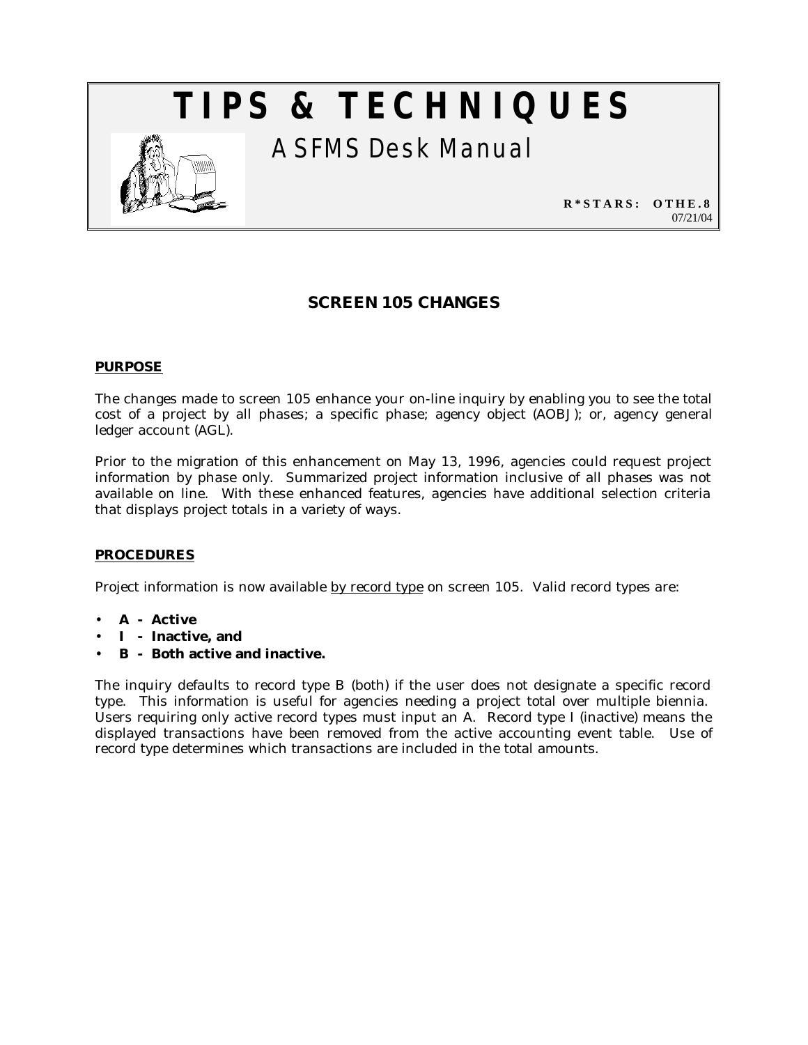# TIPS & TECHNIQUES

## ASFMS Desk Manual

**R*STARS: OTHE.8**
07/21/04

## SCREEN 105 CHANGES

### PURPOSE

The changes made to screen 105 enhance your on-line inquiry by enabling you to see the total cost of a project by all phases; a specific phase; agency object (AOBJ); or, agency general ledger account (AGL).

Prior to the migration of this enhancement on May 13, 1996, agencies could request project information by phase only. Summarized project information inclusive of all phases was not available on line. With these enhanced features, agencies have additional selection criteria that displays project totals in a variety of ways.

### PROCEDURES

Project information is now available <u>by record type</u> on screen 105. Valid record types are:

- **A - Active**
- **I - Inactive, and**
- **B - Both active and inactive.**

The inquiry defaults to record type B (both) if the user does not designate a specific record type. This information is useful for agencies needing a project total over multiple biennia. Users requiring only active record types must input an A. Record type I (inactive) means the displayed transactions have been removed from the active accounting event table. Use of record type determines which transactions are included in the total amounts.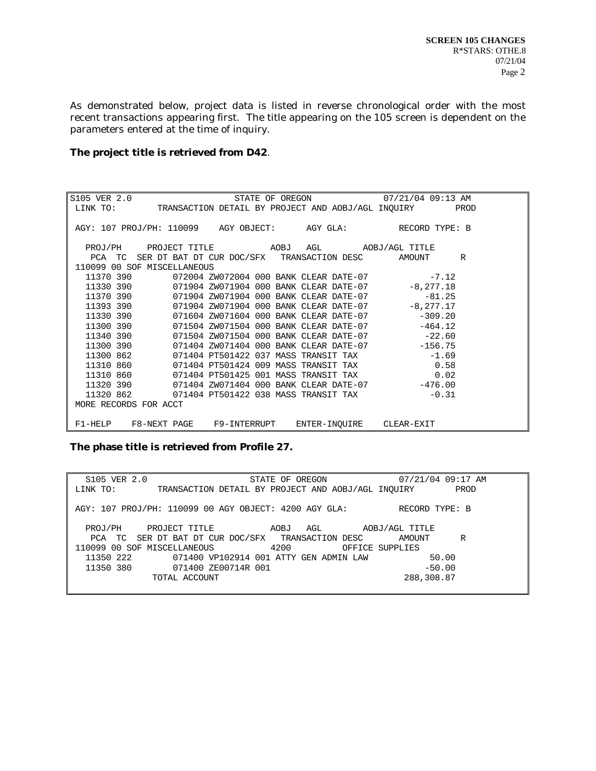As demonstrated below, project data is listed in reverse chronological order with the most recent transactions appearing first. The title appearing on the 105 screen is dependent on the parameters entered at the time of inquiry.

**The project title is retrieved from D42**.

```
S105 VER 2.0                    STATE OF OREGON              07/21/04 09:13 AM
LINK TO:        TRANSACTION DETAIL BY PROJECT AND AOBJ/AGL INQUIRY        PROD

 AGY: 107 PROJ/PH: 110099    AGY OBJECT:      AGY GLA:          RECORD TYPE: B

  PROJ/PH     PROJECT TITLE           AOBJ   AGL       AOBJ/AGL TITLE
   PCA  TC  SER DT BAT DT CUR DOC/SFX   TRANSACTION DESC       AMOUNT      R
 110099 00 SOF MISCELLANEOUS
  11370 390       072004 ZW072004 000 BANK CLEAR DATE-07           -7.12
  11330 390       071904 ZW071904 000 BANK CLEAR DATE-07       -8,277.18
  11370 390       071904 ZW071904 000 BANK CLEAR DATE-07          -81.25
  11393 390       071904 ZW071904 000 BANK CLEAR DATE-07       -8,277.17
  11330 390       071604 ZW071604 000 BANK CLEAR DATE-07         -309.20
  11300 390       071504 ZW071504 000 BANK CLEAR DATE-07         -464.12
  11340 390       071504 ZW071504 000 BANK CLEAR DATE-07          -22.60
  11300 390       071404 ZW071404 000 BANK CLEAR DATE-07         -156.75
  11300 862       071404 PT501422 037 MASS TRANSIT TAX             -1.69
  11310 860       071404 PT501424 009 MASS TRANSIT TAX              0.58
  11310 860       071404 PT501425 001 MASS TRANSIT TAX              0.02
  11320 390       071404 ZW071404 000 BANK CLEAR DATE-07         -476.00
  11320 862       071404 PT501422 038 MASS TRANSIT TAX             -0.31
 MORE RECORDS FOR ACCT

 F1-HELP    F8-NEXT PAGE    F9-INTERRUPT    ENTER-INQUIRE    CLEAR-EXIT
```

**The phase title is retrieved from Profile 27.**

```
  S105 VER 2.0                      STATE OF OREGON              07/21/04 09:17 AM
LINK TO:        TRANSACTION DETAIL BY PROJECT AND AOBJ/AGL INQUIRY        PROD

AGY: 107 PROJ/PH: 110099 00 AGY OBJECT: 4200 AGY GLA:          RECORD TYPE: B

  PROJ/PH     PROJECT TITLE           AOBJ   AGL       AOBJ/AGL TITLE
   PCA  TC  SER DT BAT DT CUR DOC/SFX   TRANSACTION DESC       AMOUNT      R
110099 00 SOF MISCELLANEOUS           4200         OFFICE SUPPLIES
  11350 222       071400 VP102914 001 ATTY GEN ADMIN LAW           50.00
  11350 380       071400 ZE00714R 001                             -50.00
              TOTAL ACCOUNT                                   288,308.87
```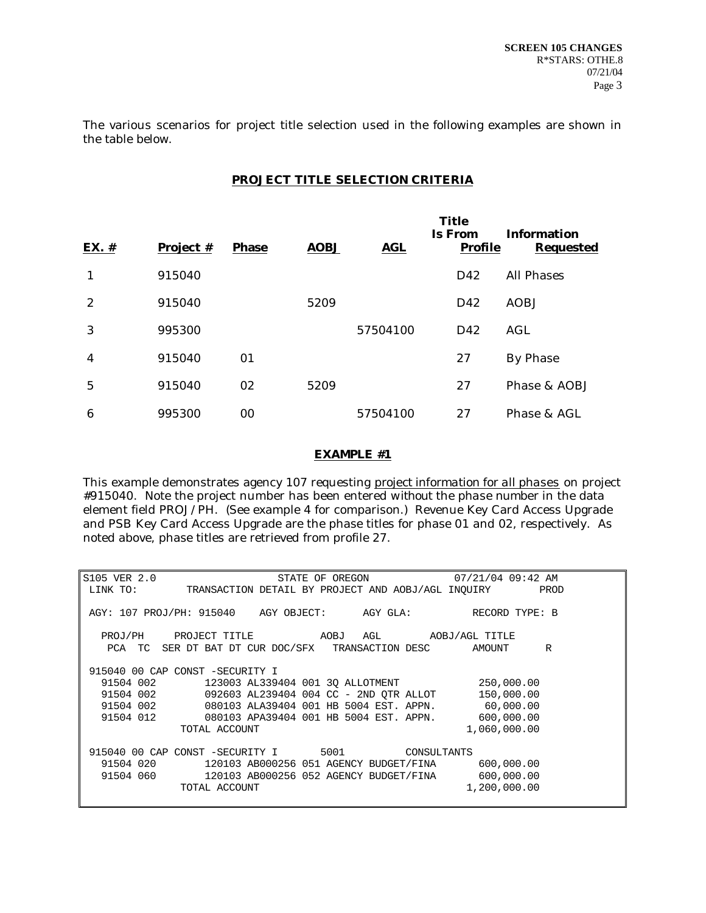The various scenarios for project title selection used in the following examples are shown in the table below.

## PROJECT TITLE SELECTION CRITERIA

| EX. # | Project # | Phase | AOBJ | AGL | Title Is From Profile | Information Requested |
|---|---|---|---|---|---|---|
| 1 | 915040 | | | | D42 | All Phases |
| 2 | 915040 | | 5209 | | D42 | AOBJ |
| 3 | 995300 | | | 57504100 | D42 | AGL |
| 4 | 915040 | 01 | | | 27 | By Phase |
| 5 | 915040 | 02 | 5209 | | 27 | Phase & AOBJ |
| 6 | 995300 | 00 | | 57504100 | 27 | Phase & AGL |

### EXAMPLE #1

This example demonstrates agency 107 requesting project information for all phases on project #915040. Note the project number has been entered without the phase number in the data element field PROJ/PH. (See example 4 for comparison.) Revenue Key Card Access Upgrade and PSB Key Card Access Upgrade are the phase titles for phase 01 and 02, respectively. As noted above, phase titles are retrieved from profile 27.

```
S105 VER 2.0                  STATE OF OREGON             07/21/04 09:42 AM
 LINK TO:        TRANSACTION DETAIL BY PROJECT AND AOBJ/AGL INQUIRY        PROD

 AGY: 107 PROJ/PH: 915040    AGY OBJECT:      AGY GLA:          RECORD TYPE: B

   PROJ/PH     PROJECT TITLE           AOBJ   AGL       AOBJ/AGL TITLE
    PCA  TC  SER DT BAT DT CUR DOC/SFX   TRANSACTION DESC       AMOUNT      R

 915040 00 CAP CONST -SECURITY I
   91504 002       123003 AL339404 001 3Q ALLOTMENT            250,000.00
   91504 002       092603 AL239404 004 CC - 2ND QTR ALLOT      150,000.00
   91504 002       080103 ALA39404 001 HB 5004 EST. APPN.       60,000.00
   91504 012       080103 APA39404 001 HB 5004 EST. APPN.      600,000.00
              TOTAL ACCOUNT                                  1,060,000.00

 915040 00 CAP CONST -SECURITY I       5001          CONSULTANTS
   91504 020       120103 AB000256 051 AGENCY BUDGET/FINA      600,000.00
   91504 060       120103 AB000256 052 AGENCY BUDGET/FINA      600,000.00
              TOTAL ACCOUNT                                  1,200,000.00
```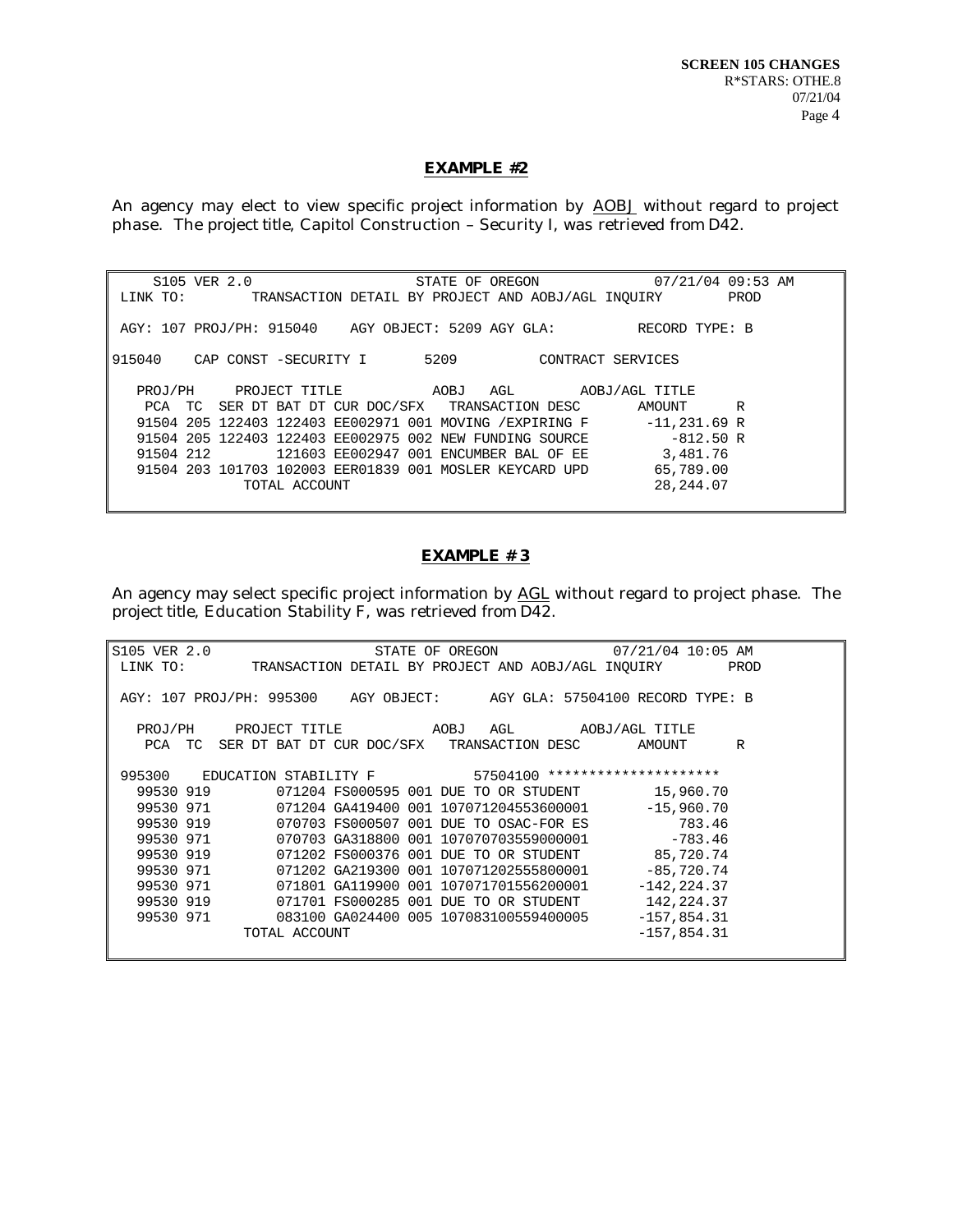## EXAMPLE #2

An agency may elect to view specific project information by <u>AOBJ</u> without regard to project phase. The project title, Capitol Construction – Security I, was retrieved from D42.

```
     S105 VER 2.0                     STATE OF OREGON            07/21/04 09:53 AM
 LINK TO:        TRANSACTION DETAIL BY PROJECT AND AOBJ/AGL INQUIRY        PROD

 AGY: 107 PROJ/PH: 915040    AGY OBJECT: 5209 AGY GLA:          RECORD TYPE: B

915040    CAP CONST -SECURITY I       5209          CONTRACT SERVICES

   PROJ/PH     PROJECT TITLE            AOBJ   AGL       AOBJ/AGL TITLE
    PCA  TC  SER DT BAT DT CUR DOC/SFX   TRANSACTION DESC       AMOUNT      R
    91504 205 122403 122403 EE002971 001 MOVING /EXPIRING F      -11,231.69 R
    91504 205 122403 122403 EE002975 002 NEW FUNDING SOURCE         -812.50 R
    91504 212        121603 EE002947 001 ENCUMBER BAL OF EE        3,481.76
    91504 203 101703 102003 EER01839 001 MOSLER KEYCARD UPD       65,789.00
                 TOTAL ACCOUNT                                    28,244.07
```

## EXAMPLE # 3

An agency may select specific project information by <u>AGL</u> without regard to project phase. The project title, Education Stability F, was retrieved from D42.

```
S105 VER 2.0                     STATE OF OREGON           07/21/04 10:05 AM
 LINK TO:        TRANSACTION DETAIL BY PROJECT AND AOBJ/AGL INQUIRY        PROD

 AGY: 107 PROJ/PH: 995300    AGY OBJECT:      AGY GLA: 57504100 RECORD TYPE: B

   PROJ/PH     PROJECT TITLE            AOBJ   AGL       AOBJ/AGL TITLE
    PCA  TC  SER DT BAT DT CUR DOC/SFX   TRANSACTION DESC       AMOUNT      R

 995300    EDUCATION STABILITY F            57504100 ********************
   99530 919        071204 FS000595 001 DUE TO OR STUDENT        15,960.70
   99530 971        071204 GA419400 001 107071204553600001      -15,960.70
   99530 919        070703 FS000507 001 DUE TO OSAC-FOR ES          783.46
   99530 971        070703 GA318800 001 107070703559000001         -783.46
   99530 919        071202 FS000376 001 DUE TO OR STUDENT        85,720.74
   99530 971        071202 GA219300 001 107071202555800001      -85,720.74
   99530 971        071801 GA119900 001 107071701556200001     -142,224.37
   99530 919        071701 FS000285 001 DUE TO OR STUDENT       142,224.37
   99530 971        083100 GA024400 005 107083100559400005     -157,854.31
                 TOTAL ACCOUNT                                 -157,854.31
```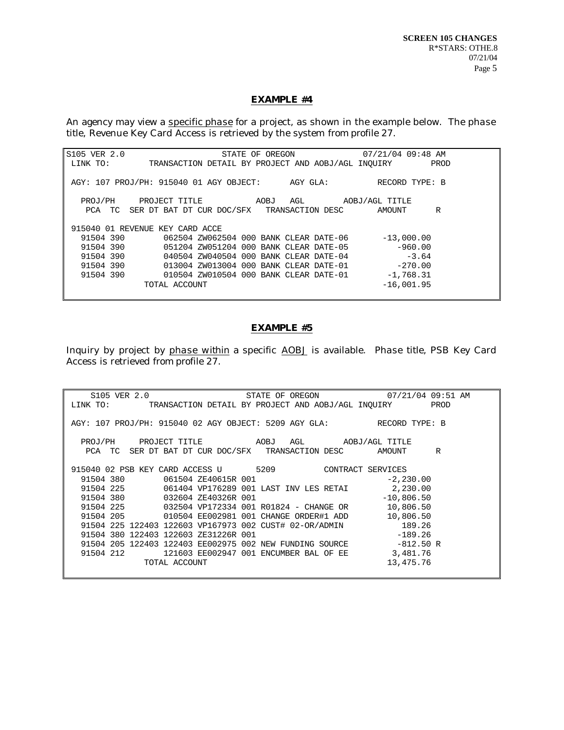## EXAMPLE #4

An agency may view a specific phase for a project, as shown in the example below. The phase title, Revenue Key Card Access is retrieved by the system from profile 27.

```
S105 VER 2.0                    STATE OF OREGON              07/21/04 09:48 AM
LINK TO:        TRANSACTION DETAIL BY PROJECT AND AOBJ/AGL INQUIRY          PROD

 AGY: 107 PROJ/PH: 915040 01 AGY OBJECT:      AGY GLA:          RECORD TYPE: B

   PROJ/PH     PROJECT TITLE           AOBJ   AGL       AOBJ/AGL TITLE
   PCA  TC  SER DT BAT DT CUR DOC/SFX   TRANSACTION DESC       AMOUNT      R

 915040 01 REVENUE KEY CARD ACCE
   91504 390        062504 ZW062504 000 BANK CLEAR DATE-06       -13,000.00
   91504 390        051204 ZW051204 000 BANK CLEAR DATE-05          -960.00
   91504 390        040504 ZW040504 000 BANK CLEAR DATE-04            -3.64
   91504 390        013004 ZW013004 000 BANK CLEAR DATE-01          -270.00
   91504 390        010504 ZW010504 000 BANK CLEAR DATE-01        -1,768.31
               TOTAL ACCOUNT                                     -16,001.95
```

## EXAMPLE #5

Inquiry by project by phase within a specific AOBJ is available. Phase title, PSB Key Card Access is retrieved from profile 27.

```
     S105 VER 2.0                    STATE OF OREGON              07/21/04 09:51 AM
LINK TO:        TRANSACTION DETAIL BY PROJECT AND AOBJ/AGL INQUIRY          PROD

 AGY: 107 PROJ/PH: 915040 02 AGY OBJECT: 5209 AGY GLA:          RECORD TYPE: B

   PROJ/PH     PROJECT TITLE           AOBJ   AGL       AOBJ/AGL TITLE
   PCA  TC  SER DT BAT DT CUR DOC/SFX   TRANSACTION DESC       AMOUNT      R

 915040 02 PSB KEY CARD ACCESS U       5209          CONTRACT SERVICES
   91504 380        061504 ZE40615R 001                           -2,230.00
   91504 225        061404 VP176289 001 LAST INV LES RETAI         2,230.00
   91504 380        032604 ZE40326R 001                          -10,806.50
   91504 225        032504 VP172334 001 R01824 - CHANGE OR        10,806.50
   91504 205        010504 EE002981 001 CHANGE ORDER#1 ADD        10,806.50
   91504 225 122403 122603 VP167973 002 CUST# 02-OR/ADMIN            189.26
   91504 380 122403 122603 ZE31226R 001                             -189.26
   91504 205 122403 122403 EE002975 002 NEW FUNDING SOURCE          -812.50 R
   91504 212        121603 EE002947 001 ENCUMBER BAL OF EE         3,481.76
               TOTAL ACCOUNT                                      13,475.76
```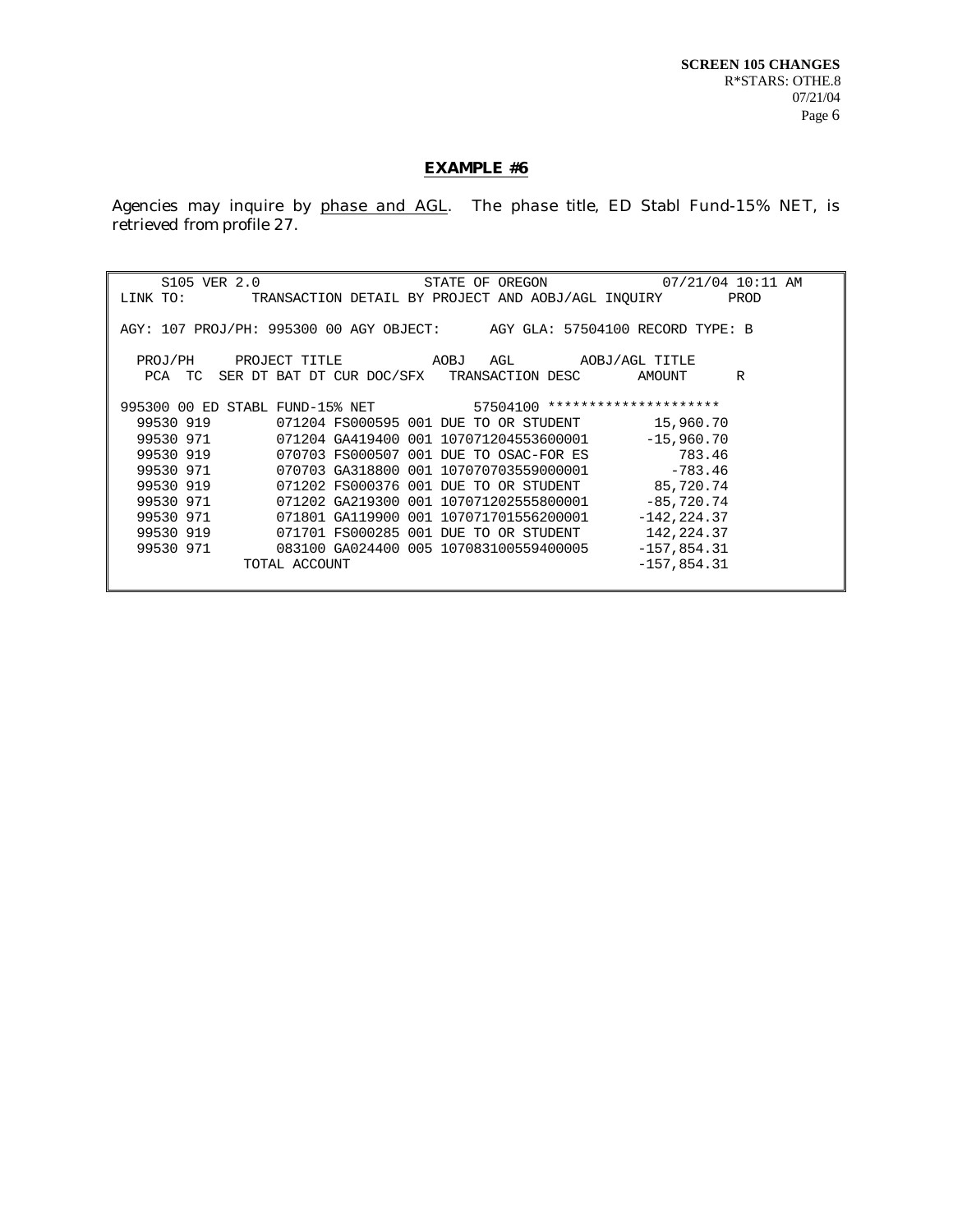## EXAMPLE #6

Agencies may inquire by phase and AGL. The phase title, ED Stabl Fund-15% NET, is retrieved from profile 27.

```
    S105 VER 2.0                    STATE OF OREGON             07/21/04 10:11 AM
LINK TO:       TRANSACTION DETAIL BY PROJECT AND AOBJ/AGL INQUIRY         PROD

AGY: 107 PROJ/PH: 995300 00 AGY OBJECT:      AGY GLA: 57504100 RECORD TYPE: B

  PROJ/PH     PROJECT TITLE           AOBJ   AGL        AOBJ/AGL TITLE
   PCA  TC  SER DT BAT DT CUR DOC/SFX   TRANSACTION DESC       AMOUNT      R

995300 00 ED STABL FUND-15% NET            57504100 *********************
  99530 919        071204 FS000595 001 DUE TO OR STUDENT        15,960.70
  99530 971        071204 GA419400 001 107071204553600001      -15,960.70
  99530 919        070703 FS000507 001 DUE TO OSAC-FOR ES          783.46
  99530 971        070703 GA318800 001 107070703559000001         -783.46
  99530 919        071202 FS000376 001 DUE TO OR STUDENT        85,720.74
  99530 971        071202 GA219300 001 107071202555800001      -85,720.74
  99530 971        071801 GA119900 001 107071701556200001     -142,224.37
  99530 919        071701 FS000285 001 DUE TO OR STUDENT       142,224.37
  99530 971        083100 GA024400 005 107083100559400005     -157,854.31
              TOTAL ACCOUNT                                   -157,854.31
```